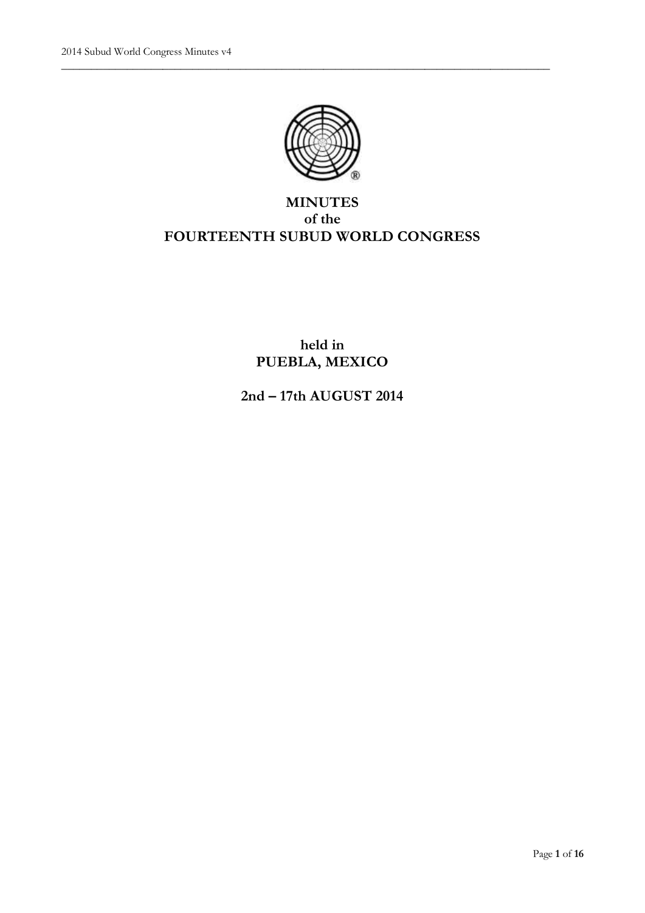# MINUTES
## of the
# FOURTEENTH SUBUD WORLD CONGRESS

**held in**
**PUEBLA, MEXICO**

**2nd – 17th AUGUST 2014**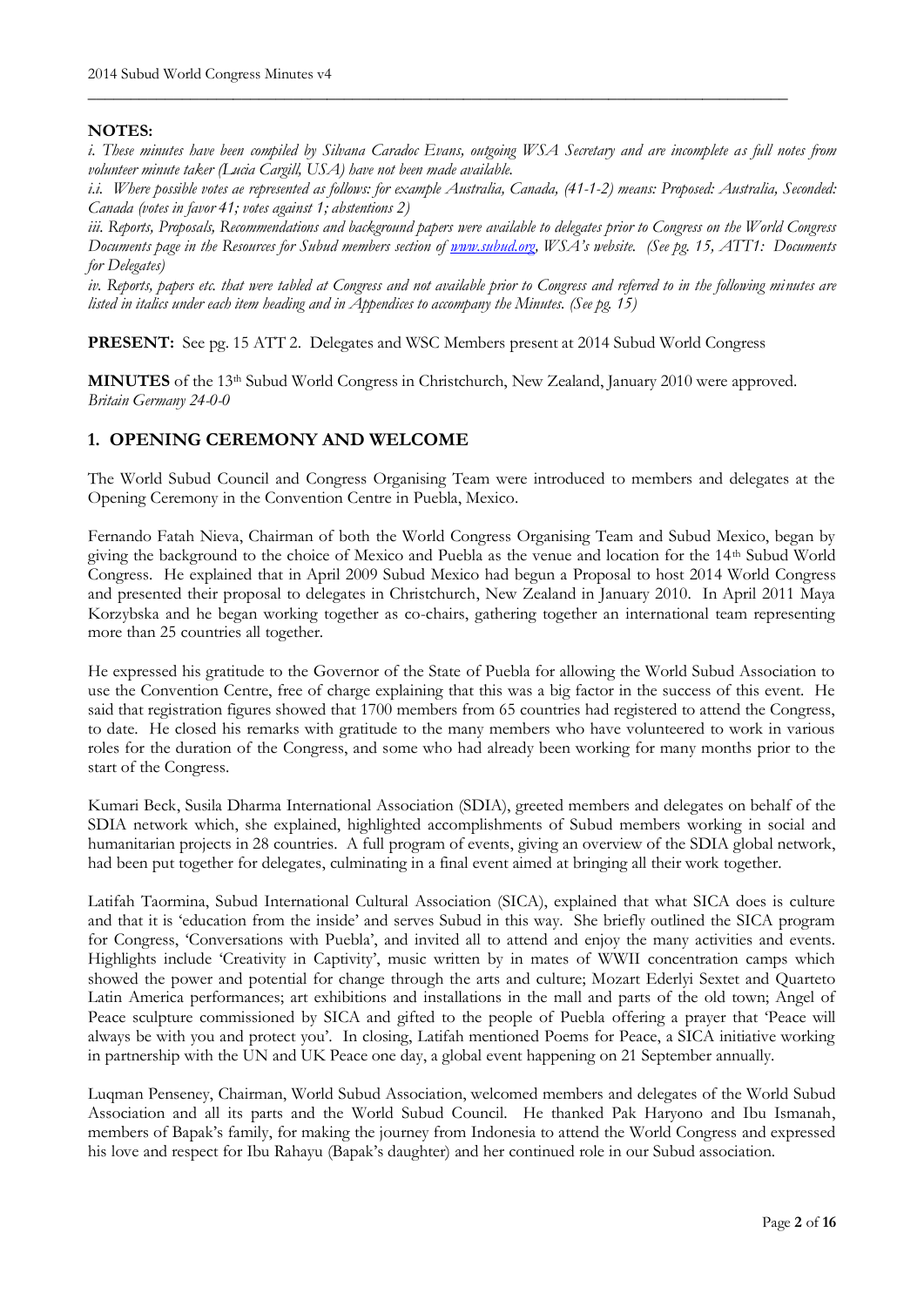**NOTES:**

*i. These minutes have been compiled by Silvana Caradoc Evans, outgoing WSA Secretary and are incomplete as full notes from volunteer minute taker (Lucia Cargill, USA) have not been made available.*

*i.i. Where possible votes ae represented as follows: for example Australia, Canada, (41-1-2) means: Proposed: Australia, Seconded: Canada (votes in favor 41; votes against 1; abstentions 2)*

*iii. Reports, Proposals, Recommendations and background papers were available to delegates prior to Congress on the World Congress Documents page in the Resources for Subud members section of www.subud.org, WSA's website. (See pg. 15, ATT1: Documents for Delegates)*

*iv. Reports, papers etc. that were tabled at Congress and not available prior to Congress and referred to in the following minutes are listed in italics under each item heading and in Appendices to accompany the Minutes. (See pg. 15)*

**PRESENT:** See pg. 15 ATT 2. Delegates and WSC Members present at 2014 Subud World Congress

**MINUTES** of the 13th Subud World Congress in Christchurch, New Zealand, January 2010 were approved.
*Britain Germany 24-0-0*

## 1. OPENING CEREMONY AND WELCOME

The World Subud Council and Congress Organising Team were introduced to members and delegates at the Opening Ceremony in the Convention Centre in Puebla, Mexico.

Fernando Fatah Nieva, Chairman of both the World Congress Organising Team and Subud Mexico, began by giving the background to the choice of Mexico and Puebla as the venue and location for the 14th Subud World Congress. He explained that in April 2009 Subud Mexico had begun a Proposal to host 2014 World Congress and presented their proposal to delegates in Christchurch, New Zealand in January 2010. In April 2011 Maya Korzybska and he began working together as co-chairs, gathering together an international team representing more than 25 countries all together.

He expressed his gratitude to the Governor of the State of Puebla for allowing the World Subud Association to use the Convention Centre, free of charge explaining that this was a big factor in the success of this event. He said that registration figures showed that 1700 members from 65 countries had registered to attend the Congress, to date. He closed his remarks with gratitude to the many members who have volunteered to work in various roles for the duration of the Congress, and some who had already been working for many months prior to the start of the Congress.

Kumari Beck, Susila Dharma International Association (SDIA), greeted members and delegates on behalf of the SDIA network which, she explained, highlighted accomplishments of Subud members working in social and humanitarian projects in 28 countries. A full program of events, giving an overview of the SDIA global network, had been put together for delegates, culminating in a final event aimed at bringing all their work together.

Latifah Taormina, Subud International Cultural Association (SICA), explained that what SICA does is culture and that it is 'education from the inside' and serves Subud in this way. She briefly outlined the SICA program for Congress, 'Conversations with Puebla', and invited all to attend and enjoy the many activities and events. Highlights include 'Creativity in Captivity', music written by in mates of WWII concentration camps which showed the power and potential for change through the arts and culture; Mozart Ederlyi Sextet and Quarteto Latin America performances; art exhibitions and installations in the mall and parts of the old town; Angel of Peace sculpture commissioned by SICA and gifted to the people of Puebla offering a prayer that 'Peace will always be with you and protect you'. In closing, Latifah mentioned Poems for Peace, a SICA initiative working in partnership with the UN and UK Peace one day, a global event happening on 21 September annually.

Luqman Penseney, Chairman, World Subud Association, welcomed members and delegates of the World Subud Association and all its parts and the World Subud Council. He thanked Pak Haryono and Ibu Ismanah, members of Bapak's family, for making the journey from Indonesia to attend the World Congress and expressed his love and respect for Ibu Rahayu (Bapak's daughter) and her continued role in our Subud association.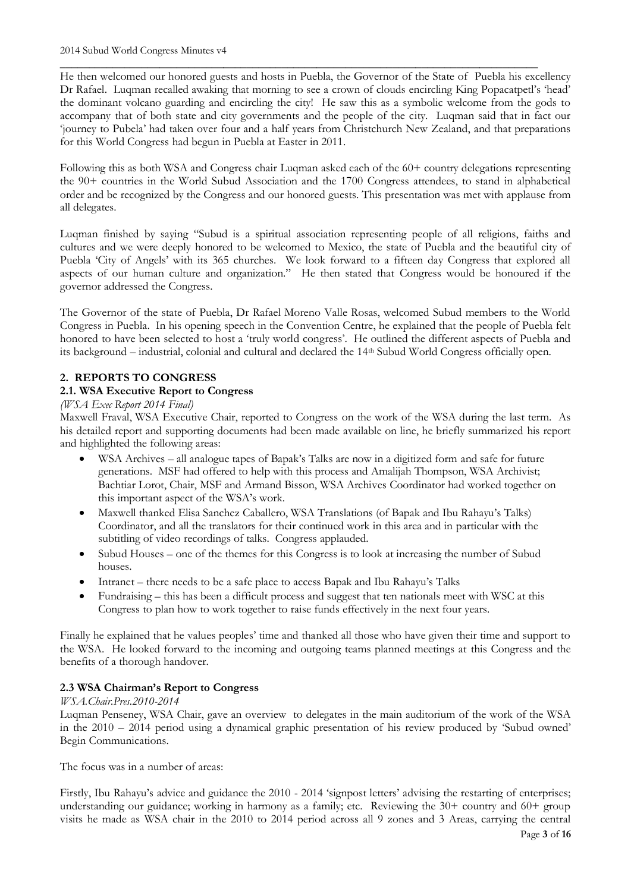He then welcomed our honored guests and hosts in Puebla, the Governor of the State of Puebla his excellency Dr Rafael. Luqman recalled awaking that morning to see a crown of clouds encircling King Popacatpetl's 'head' the dominant volcano guarding and encircling the city! He saw this as a symbolic welcome from the gods to accompany that of both state and city governments and the people of the city. Luqman said that in fact our 'journey to Pubela' had taken over four and a half years from Christchurch New Zealand, and that preparations for this World Congress had begun in Puebla at Easter in 2011.

Following this as both WSA and Congress chair Luqman asked each of the 60+ country delegations representing the 90+ countries in the World Subud Association and the 1700 Congress attendees, to stand in alphabetical order and be recognized by the Congress and our honored guests. This presentation was met with applause from all delegates.

Luqman finished by saying "Subud is a spiritual association representing people of all religions, faiths and cultures and we were deeply honored to be welcomed to Mexico, the state of Puebla and the beautiful city of Puebla 'City of Angels' with its 365 churches. We look forward to a fifteen day Congress that explored all aspects of our human culture and organization." He then stated that Congress would be honoured if the governor addressed the Congress.

The Governor of the state of Puebla, Dr Rafael Moreno Valle Rosas, welcomed Subud members to the World Congress in Puebla. In his opening speech in the Convention Centre, he explained that the people of Puebla felt honored to have been selected to host a 'truly world congress'. He outlined the different aspects of Puebla and its background – industrial, colonial and cultural and declared the 14th Subud World Congress officially open.

## 2. REPORTS TO CONGRESS

### 2.1. WSA Executive Report to Congress

*(WSA Exec Report 2014 Final)*

Maxwell Fraval, WSA Executive Chair, reported to Congress on the work of the WSA during the last term. As his detailed report and supporting documents had been made available on line, he briefly summarized his report and highlighted the following areas:

- WSA Archives – all analogue tapes of Bapak's Talks are now in a digitized form and safe for future generations. MSF had offered to help with this process and Amalijah Thompson, WSA Archivist; Bachtiar Lorot, Chair, MSF and Armand Bisson, WSA Archives Coordinator had worked together on this important aspect of the WSA's work.
- Maxwell thanked Elisa Sanchez Caballero, WSA Translations (of Bapak and Ibu Rahayu's Talks) Coordinator, and all the translators for their continued work in this area and in particular with the subtitling of video recordings of talks. Congress applauded.
- Subud Houses – one of the themes for this Congress is to look at increasing the number of Subud houses.
- Intranet – there needs to be a safe place to access Bapak and Ibu Rahayu's Talks
- Fundraising – this has been a difficult process and suggest that ten nationals meet with WSC at this Congress to plan how to work together to raise funds effectively in the next four years.

Finally he explained that he values peoples' time and thanked all those who have given their time and support to the WSA. He looked forward to the incoming and outgoing teams planned meetings at this Congress and the benefits of a thorough handover.

### 2.3 WSA Chairman's Report to Congress

*WSA.Chair.Pres.2010-2014*

Luqman Penseney, WSA Chair, gave an overview to delegates in the main auditorium of the work of the WSA in the 2010 – 2014 period using a dynamical graphic presentation of his review produced by 'Subud owned' Begin Communications.

The focus was in a number of areas:

Firstly, Ibu Rahayu's advice and guidance the 2010 - 2014 'signpost letters' advising the restarting of enterprises; understanding our guidance; working in harmony as a family; etc. Reviewing the 30+ country and 60+ group visits he made as WSA chair in the 2010 to 2014 period across all 9 zones and 3 Areas, carrying the central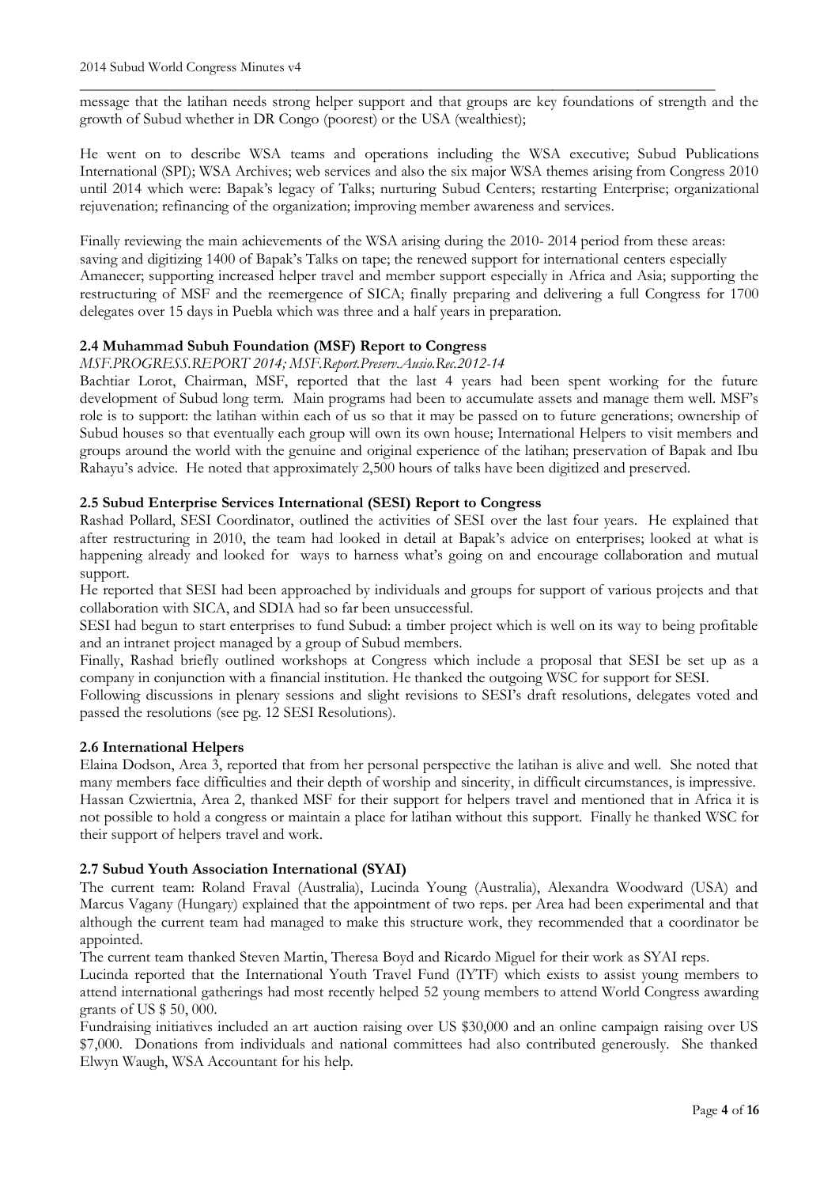message that the latihan needs strong helper support and that groups are key foundations of strength and the growth of Subud whether in DR Congo (poorest) or the USA (wealthiest);

He went on to describe WSA teams and operations including the WSA executive; Subud Publications International (SPI); WSA Archives; web services and also the six major WSA themes arising from Congress 2010 until 2014 which were: Bapak's legacy of Talks; nurturing Subud Centers; restarting Enterprise; organizational rejuvenation; refinancing of the organization; improving member awareness and services.

Finally reviewing the main achievements of the WSA arising during the 2010- 2014 period from these areas: saving and digitizing 1400 of Bapak's Talks on tape; the renewed support for international centers especially Amanecer; supporting increased helper travel and member support especially in Africa and Asia; supporting the restructuring of MSF and the reemergence of SICA; finally preparing and delivering a full Congress for 1700 delegates over 15 days in Puebla which was three and a half years in preparation.

### 2.4 Muhammad Subuh Foundation (MSF) Report to Congress

*MSF.PROGRESS.REPORT 2014; MSF.Report.Preserv.Ausio.Rec.2012-14*

Bachtiar Lorot, Chairman, MSF, reported that the last 4 years had been spent working for the future development of Subud long term. Main programs had been to accumulate assets and manage them well. MSF's role is to support: the latihan within each of us so that it may be passed on to future generations; ownership of Subud houses so that eventually each group will own its own house; International Helpers to visit members and groups around the world with the genuine and original experience of the latihan; preservation of Bapak and Ibu Rahayu's advice. He noted that approximately 2,500 hours of talks have been digitized and preserved.

### 2.5 Subud Enterprise Services International (SESI) Report to Congress

Rashad Pollard, SESI Coordinator, outlined the activities of SESI over the last four years. He explained that after restructuring in 2010, the team had looked in detail at Bapak's advice on enterprises; looked at what is happening already and looked for ways to harness what's going on and encourage collaboration and mutual support.

He reported that SESI had been approached by individuals and groups for support of various projects and that collaboration with SICA, and SDIA had so far been unsuccessful.

SESI had begun to start enterprises to fund Subud: a timber project which is well on its way to being profitable and an intranet project managed by a group of Subud members.

Finally, Rashad briefly outlined workshops at Congress which include a proposal that SESI be set up as a company in conjunction with a financial institution. He thanked the outgoing WSC for support for SESI.

Following discussions in plenary sessions and slight revisions to SESI's draft resolutions, delegates voted and passed the resolutions (see pg. 12 SESI Resolutions).

### 2.6 International Helpers

Elaina Dodson, Area 3, reported that from her personal perspective the latihan is alive and well. She noted that many members face difficulties and their depth of worship and sincerity, in difficult circumstances, is impressive. Hassan Czwiertnia, Area 2, thanked MSF for their support for helpers travel and mentioned that in Africa it is not possible to hold a congress or maintain a place for latihan without this support. Finally he thanked WSC for their support of helpers travel and work.

### 2.7 Subud Youth Association International (SYAI)

The current team: Roland Fraval (Australia), Lucinda Young (Australia), Alexandra Woodward (USA) and Marcus Vagany (Hungary) explained that the appointment of two reps. per Area had been experimental and that although the current team had managed to make this structure work, they recommended that a coordinator be appointed.

The current team thanked Steven Martin, Theresa Boyd and Ricardo Miguel for their work as SYAI reps.

Lucinda reported that the International Youth Travel Fund (IYTF) which exists to assist young members to attend international gatherings had most recently helped 52 young members to attend World Congress awarding grants of US $ 50, 000.

Fundraising initiatives included an art auction raising over US $30,000 and an online campaign raising over US $7,000. Donations from individuals and national committees had also contributed generously. She thanked Elwyn Waugh, WSA Accountant for his help.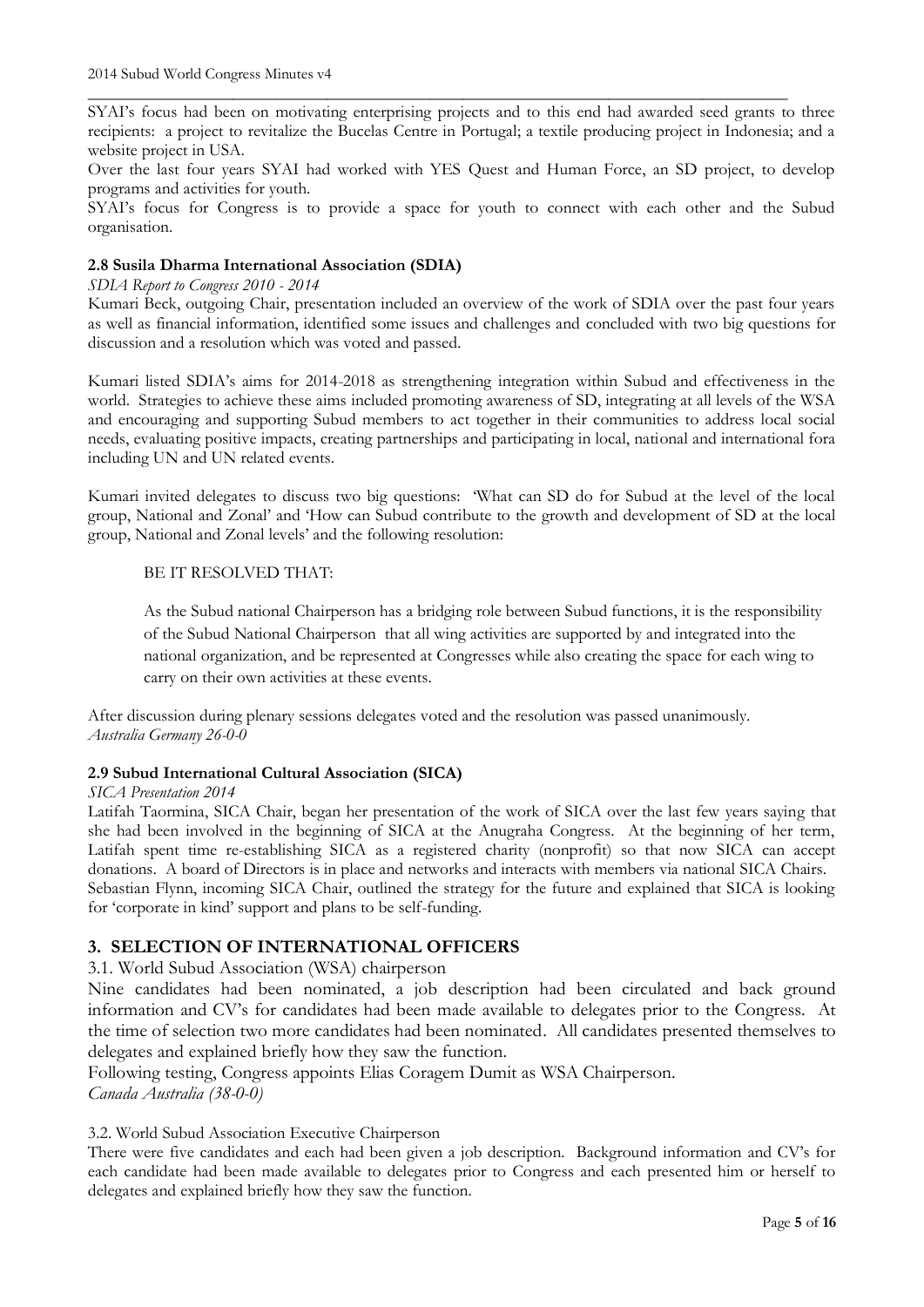SYAI's focus had been on motivating enterprising projects and to this end had awarded seed grants to three recipients: a project to revitalize the Bucelas Centre in Portugal; a textile producing project in Indonesia; and a website project in USA.

Over the last four years SYAI had worked with YES Quest and Human Force, an SD project, to develop programs and activities for youth.

SYAI's focus for Congress is to provide a space for youth to connect with each other and the Subud organisation.

### 2.8 Susila Dharma International Association (SDIA)

*SDIA Report to Congress 2010 - 2014*

Kumari Beck, outgoing Chair, presentation included an overview of the work of SDIA over the past four years as well as financial information, identified some issues and challenges and concluded with two big questions for discussion and a resolution which was voted and passed.

Kumari listed SDIA's aims for 2014-2018 as strengthening integration within Subud and effectiveness in the world. Strategies to achieve these aims included promoting awareness of SD, integrating at all levels of the WSA and encouraging and supporting Subud members to act together in their communities to address local social needs, evaluating positive impacts, creating partnerships and participating in local, national and international fora including UN and UN related events.

Kumari invited delegates to discuss two big questions: 'What can SD do for Subud at the level of the local group, National and Zonal' and 'How can Subud contribute to the growth and development of SD at the local group, National and Zonal levels' and the following resolution:

> BE IT RESOLVED THAT:
>
> As the Subud national Chairperson has a bridging role between Subud functions, it is the responsibility of the Subud National Chairperson that all wing activities are supported by and integrated into the national organization, and be represented at Congresses while also creating the space for each wing to carry on their own activities at these events.

After discussion during plenary sessions delegates voted and the resolution was passed unanimously.
*Australia Germany 26-0-0*

### 2.9 Subud International Cultural Association (SICA)

*SICA Presentation 2014*

Latifah Taormina, SICA Chair, began her presentation of the work of SICA over the last few years saying that she had been involved in the beginning of SICA at the Anugraha Congress. At the beginning of her term, Latifah spent time re-establishing SICA as a registered charity (nonprofit) so that now SICA can accept donations. A board of Directors is in place and networks and interacts with members via national SICA Chairs.
Sebastian Flynn, incoming SICA Chair, outlined the strategy for the future and explained that SICA is looking for 'corporate in kind' support and plans to be self-funding.

## 3. SELECTION OF INTERNATIONAL OFFICERS

3.1. World Subud Association (WSA) chairperson

Nine candidates had been nominated, a job description had been circulated and back ground information and CV's for candidates had been made available to delegates prior to the Congress. At the time of selection two more candidates had been nominated. All candidates presented themselves to delegates and explained briefly how they saw the function.

Following testing, Congress appoints Elias Coragem Dumit as WSA Chairperson.
*Canada Australia (38-0-0)*

3.2. World Subud Association Executive Chairperson

There were five candidates and each had been given a job description. Background information and CV's for each candidate had been made available to delegates prior to Congress and each presented him or herself to delegates and explained briefly how they saw the function.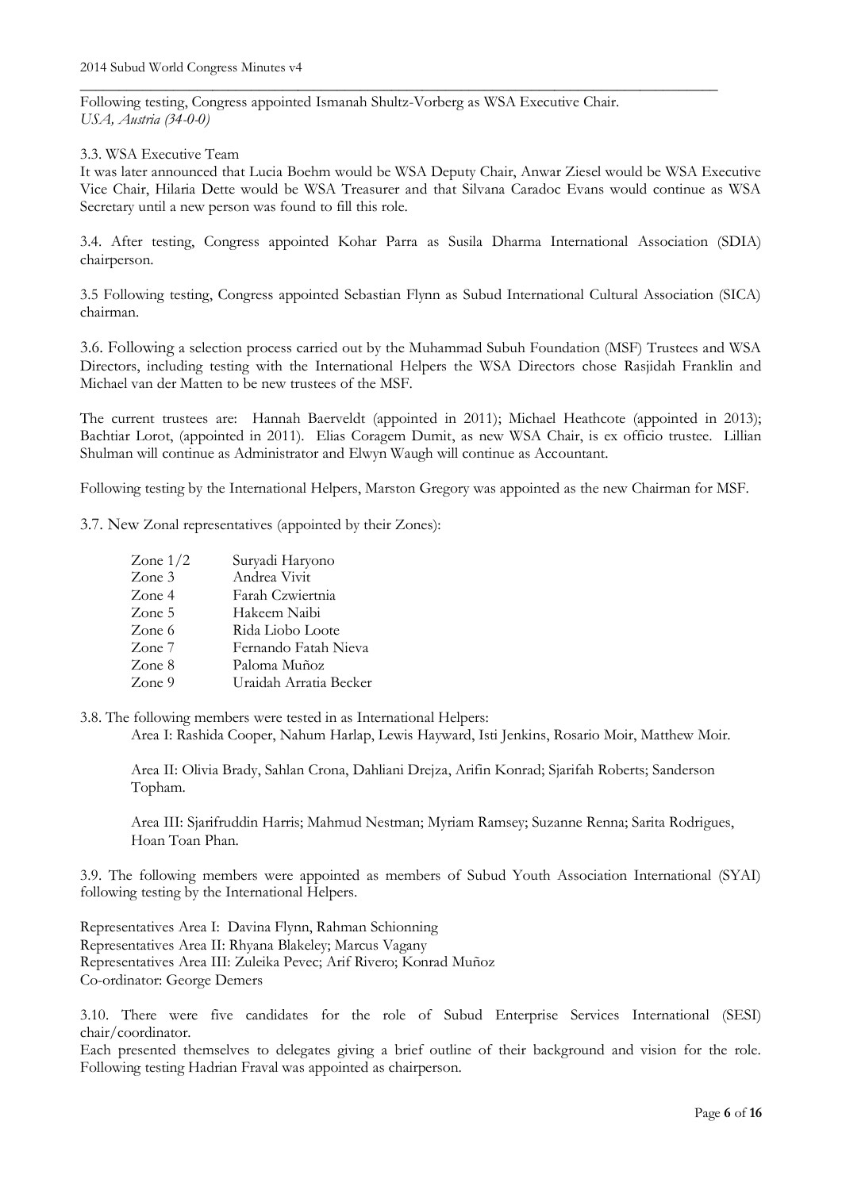Following testing, Congress appointed Ismanah Shultz-Vorberg as WSA Executive Chair.
*USA, Austria (34-0-0)*

3.3. WSA Executive Team
It was later announced that Lucia Boehm would be WSA Deputy Chair, Anwar Ziesel would be WSA Executive Vice Chair, Hilaria Dette would be WSA Treasurer and that Silvana Caradoc Evans would continue as WSA Secretary until a new person was found to fill this role.

3.4. After testing, Congress appointed Kohar Parra as Susila Dharma International Association (SDIA) chairperson.

3.5 Following testing, Congress appointed Sebastian Flynn as Subud International Cultural Association (SICA) chairman.

3.6. Following a selection process carried out by the Muhammad Subuh Foundation (MSF) Trustees and WSA Directors, including testing with the International Helpers the WSA Directors chose Rasjidah Franklin and Michael van der Matten to be new trustees of the MSF.

The current trustees are: Hannah Baerveldt (appointed in 2011); Michael Heathcote (appointed in 2013); Bachtiar Lorot, (appointed in 2011). Elias Coragem Dumit, as new WSA Chair, is ex officio trustee. Lillian Shulman will continue as Administrator and Elwyn Waugh will continue as Accountant.

Following testing by the International Helpers, Marston Gregory was appointed as the new Chairman for MSF.

3.7. New Zonal representatives (appointed by their Zones):

| | |
|---|---|
| Zone 1/2 | Suryadi Haryono |
| Zone 3 | Andrea Vivit |
| Zone 4 | Farah Czwiertnia |
| Zone 5 | Hakeem Naibi |
| Zone 6 | Rida Liobo Loote |
| Zone 7 | Fernando Fatah Nieva |
| Zone 8 | Paloma Muñoz |
| Zone 9 | Uraidah Arratia Becker |

3.8. The following members were tested in as International Helpers:

Area I: Rashida Cooper, Nahum Harlap, Lewis Hayward, Isti Jenkins, Rosario Moir, Matthew Moir.

Area II: Olivia Brady, Sahlan Crona, Dahliani Drejza, Arifin Konrad; Sjarifah Roberts; Sanderson Topham.

Area III: Sjarifruddin Harris; Mahmud Nestman; Myriam Ramsey; Suzanne Renna; Sarita Rodrigues, Hoan Toan Phan.

3.9. The following members were appointed as members of Subud Youth Association International (SYAI) following testing by the International Helpers.

Representatives Area I: Davina Flynn, Rahman Schionning
Representatives Area II: Rhyana Blakeley; Marcus Vagany
Representatives Area III: Zuleika Pevec; Arif Rivero; Konrad Muñoz
Co-ordinator: George Demers

3.10. There were five candidates for the role of Subud Enterprise Services International (SESI) chair/coordinator.
Each presented themselves to delegates giving a brief outline of their background and vision for the role. Following testing Hadrian Fraval was appointed as chairperson.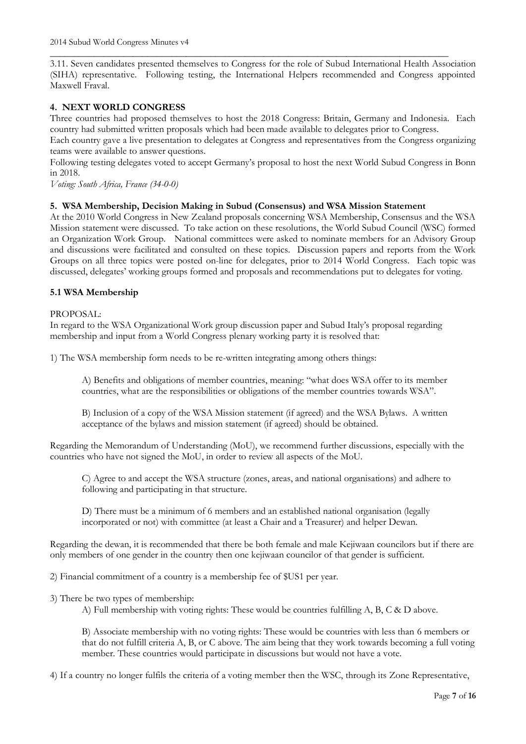3.11. Seven candidates presented themselves to Congress for the role of Subud International Health Association (SIHA) representative. Following testing, the International Helpers recommended and Congress appointed Maxwell Fraval.

## 4. NEXT WORLD CONGRESS

Three countries had proposed themselves to host the 2018 Congress: Britain, Germany and Indonesia. Each country had submitted written proposals which had been made available to delegates prior to Congress.

Each country gave a live presentation to delegates at Congress and representatives from the Congress organizing teams were available to answer questions.

Following testing delegates voted to accept Germany's proposal to host the next World Subud Congress in Bonn in 2018.

*Voting: South Africa, France (34-0-0)*

## 5. WSA Membership, Decision Making in Subud (Consensus) and WSA Mission Statement

At the 2010 World Congress in New Zealand proposals concerning WSA Membership, Consensus and the WSA Mission statement were discussed. To take action on these resolutions, the World Subud Council (WSC) formed an Organization Work Group. National committees were asked to nominate members for an Advisory Group and discussions were facilitated and consulted on these topics. Discussion papers and reports from the Work Groups on all three topics were posted on-line for delegates, prior to 2014 World Congress. Each topic was discussed, delegates' working groups formed and proposals and recommendations put to delegates for voting.

### 5.1 WSA Membership

PROPOSAL:

In regard to the WSA Organizational Work group discussion paper and Subud Italy's proposal regarding membership and input from a World Congress plenary working party it is resolved that:

1) The WSA membership form needs to be re-written integrating among others things:

> A) Benefits and obligations of member countries, meaning: "what does WSA offer to its member countries, what are the responsibilities or obligations of the member countries towards WSA".
>
> B) Inclusion of a copy of the WSA Mission statement (if agreed) and the WSA Bylaws. A written acceptance of the bylaws and mission statement (if agreed) should be obtained.

Regarding the Memorandum of Understanding (MoU), we recommend further discussions, especially with the countries who have not signed the MoU, in order to review all aspects of the MoU.

> C) Agree to and accept the WSA structure (zones, areas, and national organisations) and adhere to following and participating in that structure.
>
> D) There must be a minimum of 6 members and an established national organisation (legally incorporated or not) with committee (at least a Chair and a Treasurer) and helper Dewan.

Regarding the dewan, it is recommended that there be both female and male Kejiwaan councilors but if there are only members of one gender in the country then one kejiwaan councilor of that gender is sufficient.

2) Financial commitment of a country is a membership fee of $US1 per year.

3) There be two types of membership:

> A) Full membership with voting rights: These would be countries fulfilling A, B, C & D above.
>
> B) Associate membership with no voting rights: These would be countries with less than 6 members or that do not fulfill criteria A, B, or C above. The aim being that they work towards becoming a full voting member. These countries would participate in discussions but would not have a vote.

4) If a country no longer fulfils the criteria of a voting member then the WSC, through its Zone Representative,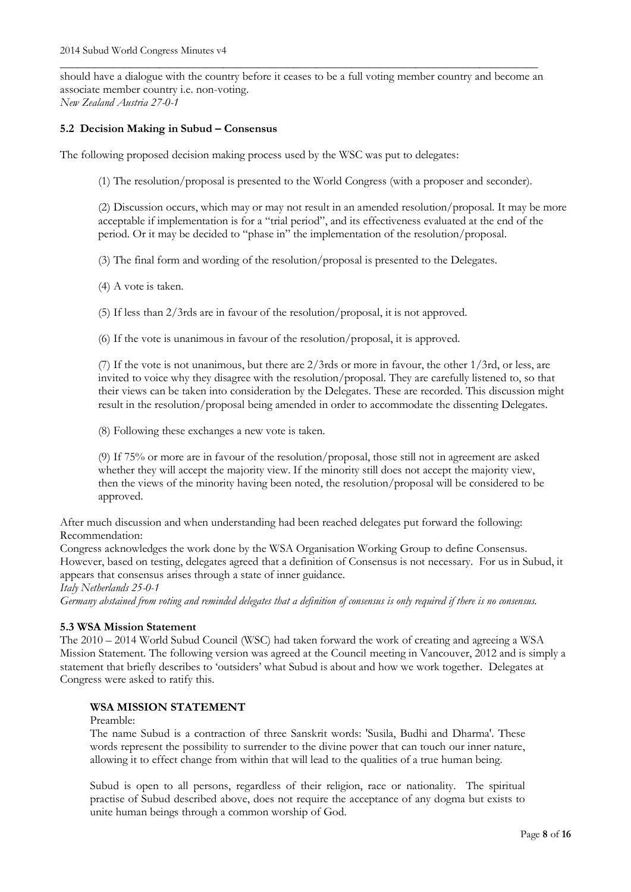should have a dialogue with the country before it ceases to be a full voting member country and become an associate member country i.e. non-voting.
*New Zealand Austria 27-0-1*

### 5.2 Decision Making in Subud – Consensus

The following proposed decision making process used by the WSC was put to delegates:

(1) The resolution/proposal is presented to the World Congress (with a proposer and seconder).

(2) Discussion occurs, which may or may not result in an amended resolution/proposal. It may be more acceptable if implementation is for a "trial period", and its effectiveness evaluated at the end of the period. Or it may be decided to "phase in" the implementation of the resolution/proposal.

(3) The final form and wording of the resolution/proposal is presented to the Delegates.

(4) A vote is taken.

(5) If less than 2/3rds are in favour of the resolution/proposal, it is not approved.

(6) If the vote is unanimous in favour of the resolution/proposal, it is approved.

(7) If the vote is not unanimous, but there are 2/3rds or more in favour, the other 1/3rd, or less, are invited to voice why they disagree with the resolution/proposal. They are carefully listened to, so that their views can be taken into consideration by the Delegates. These are recorded. This discussion might result in the resolution/proposal being amended in order to accommodate the dissenting Delegates.

(8) Following these exchanges a new vote is taken.

(9) If 75% or more are in favour of the resolution/proposal, those still not in agreement are asked whether they will accept the majority view. If the minority still does not accept the majority view, then the views of the minority having been noted, the resolution/proposal will be considered to be approved.

After much discussion and when understanding had been reached delegates put forward the following:
Recommendation:
Congress acknowledges the work done by the WSA Organisation Working Group to define Consensus. However, based on testing, delegates agreed that a definition of Consensus is not necessary. For us in Subud, it appears that consensus arises through a state of inner guidance.
*Italy Netherlands 25-0-1*
*Germany abstained from voting and reminded delegates that a definition of consensus is only required if there is no consensus.*

### 5.3 WSA Mission Statement

The 2010 – 2014 World Subud Council (WSC) had taken forward the work of creating and agreeing a WSA Mission Statement. The following version was agreed at the Council meeting in Vancouver, 2012 and is simply a statement that briefly describes to 'outsiders' what Subud is about and how we work together. Delegates at Congress were asked to ratify this.

**WSA MISSION STATEMENT**

Preamble:
The name Subud is a contraction of three Sanskrit words: 'Susila, Budhi and Dharma'. These words represent the possibility to surrender to the divine power that can touch our inner nature, allowing it to effect change from within that will lead to the qualities of a true human being.

Subud is open to all persons, regardless of their religion, race or nationality. The spiritual practise of Subud described above, does not require the acceptance of any dogma but exists to unite human beings through a common worship of God.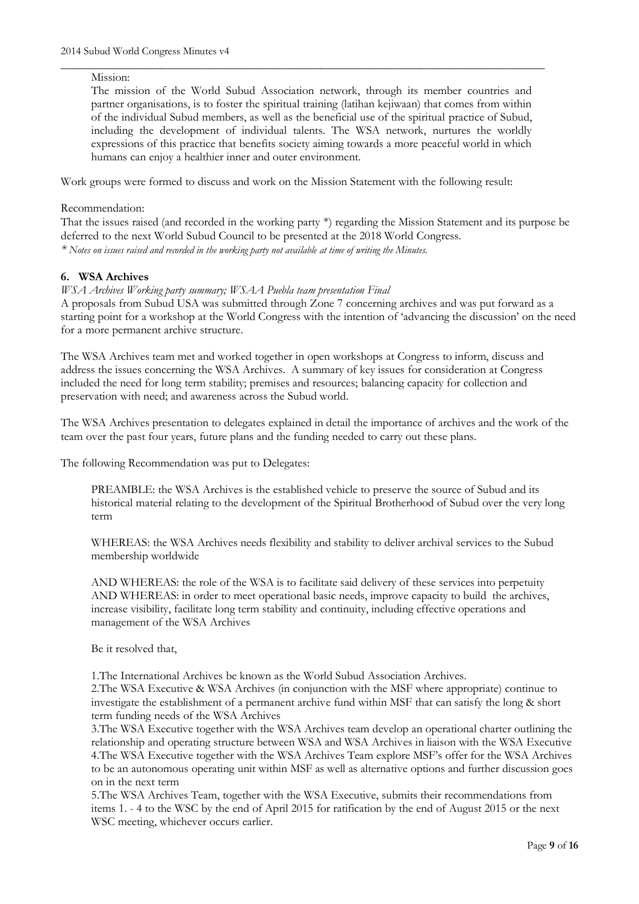Mission:

The mission of the World Subud Association network, through its member countries and partner organisations, is to foster the spiritual training (latihan kejiwaan) that comes from within of the individual Subud members, as well as the beneficial use of the spiritual practice of Subud, including the development of individual talents. The WSA network, nurtures the worldly expressions of this practice that benefits society aiming towards a more peaceful world in which humans can enjoy a healthier inner and outer environment.

Work groups were formed to discuss and work on the Mission Statement with the following result:

Recommendation:

That the issues raised (and recorded in the working party *) regarding the Mission Statement and its purpose be deferred to the next World Subud Council to be presented at the 2018 World Congress.

*\* Notes on issues raised and recorded in the working party not available at time of writing the Minutes.*

### 6. WSA Archives

*WSA Archives Working party summary; WSAA Puebla team presentation Final*

A proposals from Subud USA was submitted through Zone 7 concerning archives and was put forward as a starting point for a workshop at the World Congress with the intention of 'advancing the discussion' on the need for a more permanent archive structure.

The WSA Archives team met and worked together in open workshops at Congress to inform, discuss and address the issues concerning the WSA Archives. A summary of key issues for consideration at Congress included the need for long term stability; premises and resources; balancing capacity for collection and preservation with need; and awareness across the Subud world.

The WSA Archives presentation to delegates explained in detail the importance of archives and the work of the team over the past four years, future plans and the funding needed to carry out these plans.

The following Recommendation was put to Delegates:

PREAMBLE: the WSA Archives is the established vehicle to preserve the source of Subud and its historical material relating to the development of the Spiritual Brotherhood of Subud over the very long term

WHEREAS: the WSA Archives needs flexibility and stability to deliver archival services to the Subud membership worldwide

AND WHEREAS: the role of the WSA is to facilitate said delivery of these services into perpetuity
AND WHEREAS: in order to meet operational basic needs, improve capacity to build the archives, increase visibility, facilitate long term stability and continuity, including effective operations and management of the WSA Archives

Be it resolved that,

1.The International Archives be known as the World Subud Association Archives.
2.The WSA Executive & WSA Archives (in conjunction with the MSF where appropriate) continue to investigate the establishment of a permanent archive fund within MSF that can satisfy the long & short term funding needs of the WSA Archives
3.The WSA Executive together with the WSA Archives team develop an operational charter outlining the relationship and operating structure between WSA and WSA Archives in liaison with the WSA Executive
4.The WSA Executive together with the WSA Archives Team explore MSF's offer for the WSA Archives to be an autonomous operating unit within MSF as well as alternative options and further discussion goes on in the next term
5.The WSA Archives Team, together with the WSA Executive, submits their recommendations from items 1. - 4 to the WSC by the end of April 2015 for ratification by the end of August 2015 or the next WSC meeting, whichever occurs earlier.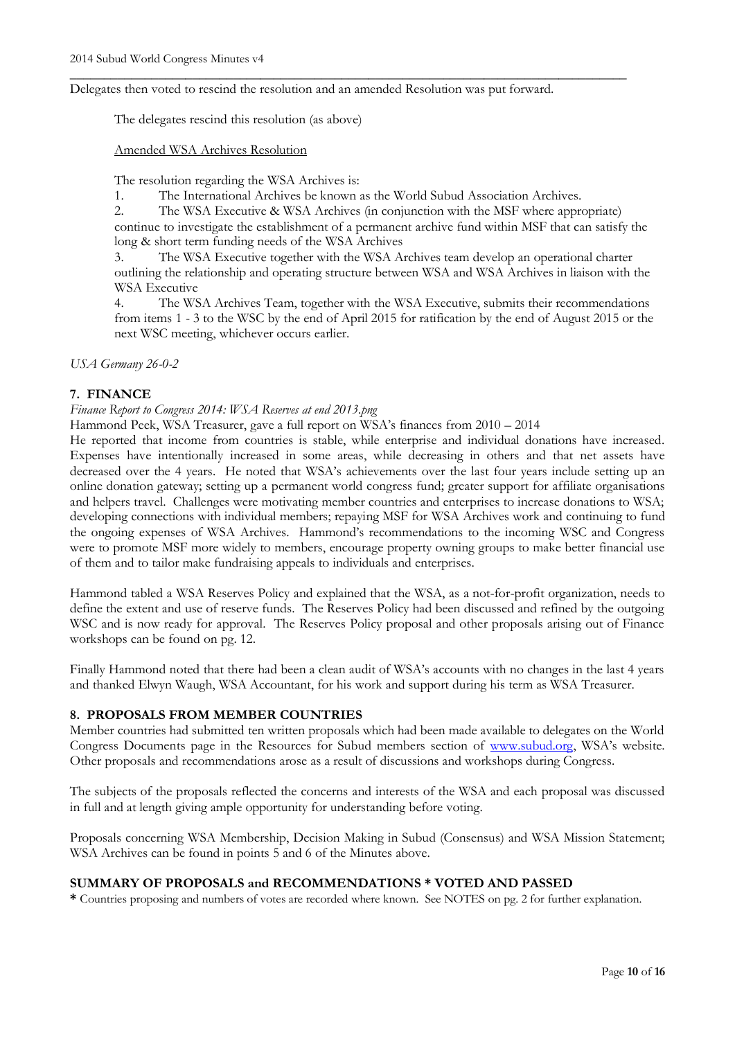Delegates then voted to rescind the resolution and an amended Resolution was put forward.

The delegates rescind this resolution (as above)

Amended WSA Archives Resolution

The resolution regarding the WSA Archives is:

1. The International Archives be known as the World Subud Association Archives.
2. The WSA Executive & WSA Archives (in conjunction with the MSF where appropriate) continue to investigate the establishment of a permanent archive fund within MSF that can satisfy the long & short term funding needs of the WSA Archives
3. The WSA Executive together with the WSA Archives team develop an operational charter outlining the relationship and operating structure between WSA and WSA Archives in liaison with the WSA Executive
4. The WSA Archives Team, together with the WSA Executive, submits their recommendations from items 1 - 3 to the WSC by the end of April 2015 for ratification by the end of August 2015 or the next WSC meeting, whichever occurs earlier.

*USA Germany 26-0-2*

## 7. FINANCE

*Finance Report to Congress 2014: WSA Reserves at end 2013.png*

Hammond Peek, WSA Treasurer, gave a full report on WSA's finances from 2010 – 2014

He reported that income from countries is stable, while enterprise and individual donations have increased. Expenses have intentionally increased in some areas, while decreasing in others and that net assets have decreased over the 4 years. He noted that WSA's achievements over the last four years include setting up an online donation gateway; setting up a permanent world congress fund; greater support for affiliate organisations and helpers travel. Challenges were motivating member countries and enterprises to increase donations to WSA; developing connections with individual members; repaying MSF for WSA Archives work and continuing to fund the ongoing expenses of WSA Archives. Hammond's recommendations to the incoming WSC and Congress were to promote MSF more widely to members, encourage property owning groups to make better financial use of them and to tailor make fundraising appeals to individuals and enterprises.

Hammond tabled a WSA Reserves Policy and explained that the WSA, as a not-for-profit organization, needs to define the extent and use of reserve funds. The Reserves Policy had been discussed and refined by the outgoing WSC and is now ready for approval. The Reserves Policy proposal and other proposals arising out of Finance workshops can be found on pg. 12.

Finally Hammond noted that there had been a clean audit of WSA's accounts with no changes in the last 4 years and thanked Elwyn Waugh, WSA Accountant, for his work and support during his term as WSA Treasurer.

## 8. PROPOSALS FROM MEMBER COUNTRIES

Member countries had submitted ten written proposals which had been made available to delegates on the World Congress Documents page in the Resources for Subud members section of www.subud.org, WSA's website. Other proposals and recommendations arose as a result of discussions and workshops during Congress.

The subjects of the proposals reflected the concerns and interests of the WSA and each proposal was discussed in full and at length giving ample opportunity for understanding before voting.

Proposals concerning WSA Membership, Decision Making in Subud (Consensus) and WSA Mission Statement; WSA Archives can be found in points 5 and 6 of the Minutes above.

## SUMMARY OF PROPOSALS and RECOMMENDATIONS * VOTED AND PASSED

**\*** Countries proposing and numbers of votes are recorded where known. See NOTES on pg. 2 for further explanation.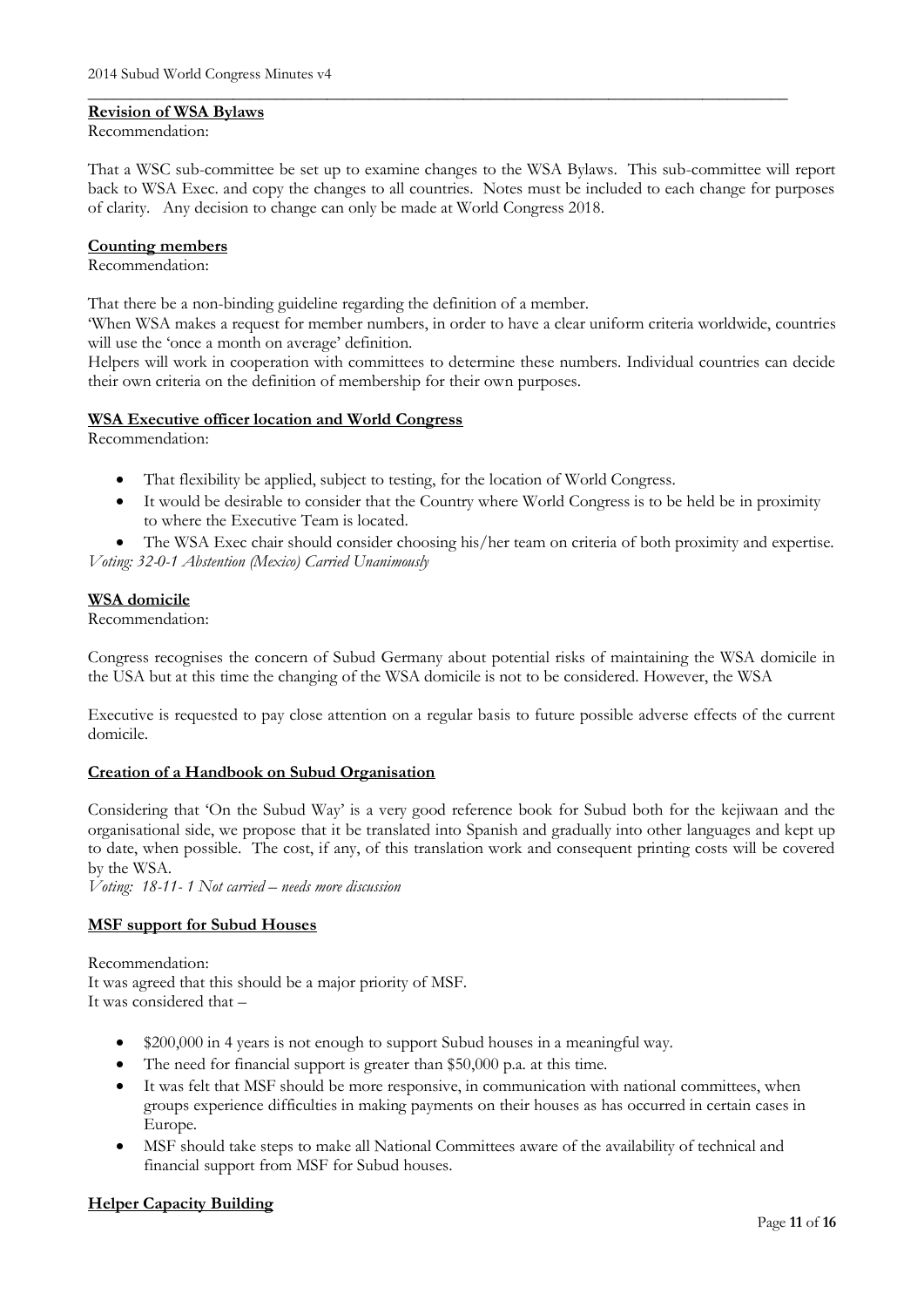**Revision of WSA Bylaws**

Recommendation:

That a WSC sub-committee be set up to examine changes to the WSA Bylaws. This sub-committee will report back to WSA Exec. and copy the changes to all countries. Notes must be included to each change for purposes of clarity. Any decision to change can only be made at World Congress 2018.

**Counting members**

Recommendation:

That there be a non-binding guideline regarding the definition of a member.

'When WSA makes a request for member numbers, in order to have a clear uniform criteria worldwide, countries will use the 'once a month on average' definition.

Helpers will work in cooperation with committees to determine these numbers. Individual countries can decide their own criteria on the definition of membership for their own purposes.

**WSA Executive officer location and World Congress**

Recommendation:

- That flexibility be applied, subject to testing, for the location of World Congress.
- It would be desirable to consider that the Country where World Congress is to be held be in proximity to where the Executive Team is located.
- The WSA Exec chair should consider choosing his/her team on criteria of both proximity and expertise.

*Voting: 32-0-1 Abstention (Mexico) Carried Unanimously*

**WSA domicile**

Recommendation:

Congress recognises the concern of Subud Germany about potential risks of maintaining the WSA domicile in the USA but at this time the changing of the WSA domicile is not to be considered. However, the WSA

Executive is requested to pay close attention on a regular basis to future possible adverse effects of the current domicile.

**Creation of a Handbook on Subud Organisation**

Considering that 'On the Subud Way' is a very good reference book for Subud both for the kejiwaan and the organisational side, we propose that it be translated into Spanish and gradually into other languages and kept up to date, when possible. The cost, if any, of this translation work and consequent printing costs will be covered by the WSA.

*Voting: 18-11- 1 Not carried – needs more discussion*

**MSF support for Subud Houses**

Recommendation:

It was agreed that this should be a major priority of MSF.

It was considered that –

- $200,000 in 4 years is not enough to support Subud houses in a meaningful way.
- The need for financial support is greater than $50,000 p.a. at this time.
- It was felt that MSF should be more responsive, in communication with national committees, when groups experience difficulties in making payments on their houses as has occurred in certain cases in Europe.
- MSF should take steps to make all National Committees aware of the availability of technical and financial support from MSF for Subud houses.

**Helper Capacity Building**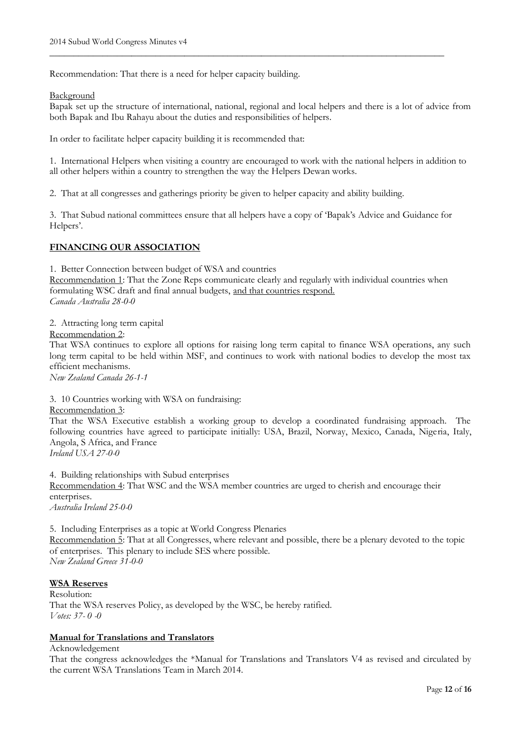Recommendation: That there is a need for helper capacity building.

<u>Background</u>

Bapak set up the structure of international, national, regional and local helpers and there is a lot of advice from both Bapak and Ibu Rahayu about the duties and responsibilities of helpers.

In order to facilitate helper capacity building it is recommended that:

1. International Helpers when visiting a country are encouraged to work with the national helpers in addition to all other helpers within a country to strengthen the way the Helpers Dewan works.

2. That at all congresses and gatherings priority be given to helper capacity and ability building.

3. That Subud national committees ensure that all helpers have a copy of 'Bapak's Advice and Guidance for Helpers'.

## <u>FINANCING OUR ASSOCIATION</u>

1. Better Connection between budget of WSA and countries

<u>Recommendation 1</u>: That the Zone Reps communicate clearly and regularly with individual countries when formulating WSC draft and final annual budgets, <u>and that countries respond.</u>

*Canada Australia 28-0-0*

2. Attracting long term capital

<u>Recommendation 2</u>:

That WSA continues to explore all options for raising long term capital to finance WSA operations, any such long term capital to be held within MSF, and continues to work with national bodies to develop the most tax efficient mechanisms.

*New Zealand Canada 26-1-1*

3. 10 Countries working with WSA on fundraising:

<u>Recommendation 3</u>:

That the WSA Executive establish a working group to develop a coordinated fundraising approach. The following countries have agreed to participate initially: USA, Brazil, Norway, Mexico, Canada, Nigeria, Italy, Angola, S Africa, and France

*Ireland USA 27-0-0*

4. Building relationships with Subud enterprises

<u>Recommendation 4</u>: That WSC and the WSA member countries are urged to cherish and encourage their enterprises.

*Australia Ireland 25-0-0*

5. Including Enterprises as a topic at World Congress Plenaries

<u>Recommendation 5</u>: That at all Congresses, where relevant and possible, there be a plenary devoted to the topic of enterprises. This plenary to include SES where possible.

*New Zealand Greece 31-0-0*

### <u>WSA Reserves</u>

Resolution:

That the WSA reserves Policy, as developed by the WSC, be hereby ratified.

*Votes: 37- 0 -0*

### <u>Manual for Translations and Translators</u>

Acknowledgement

That the congress acknowledges the *Manual for Translations and Translators V4 as revised and circulated by the current WSA Translations Team in March 2014.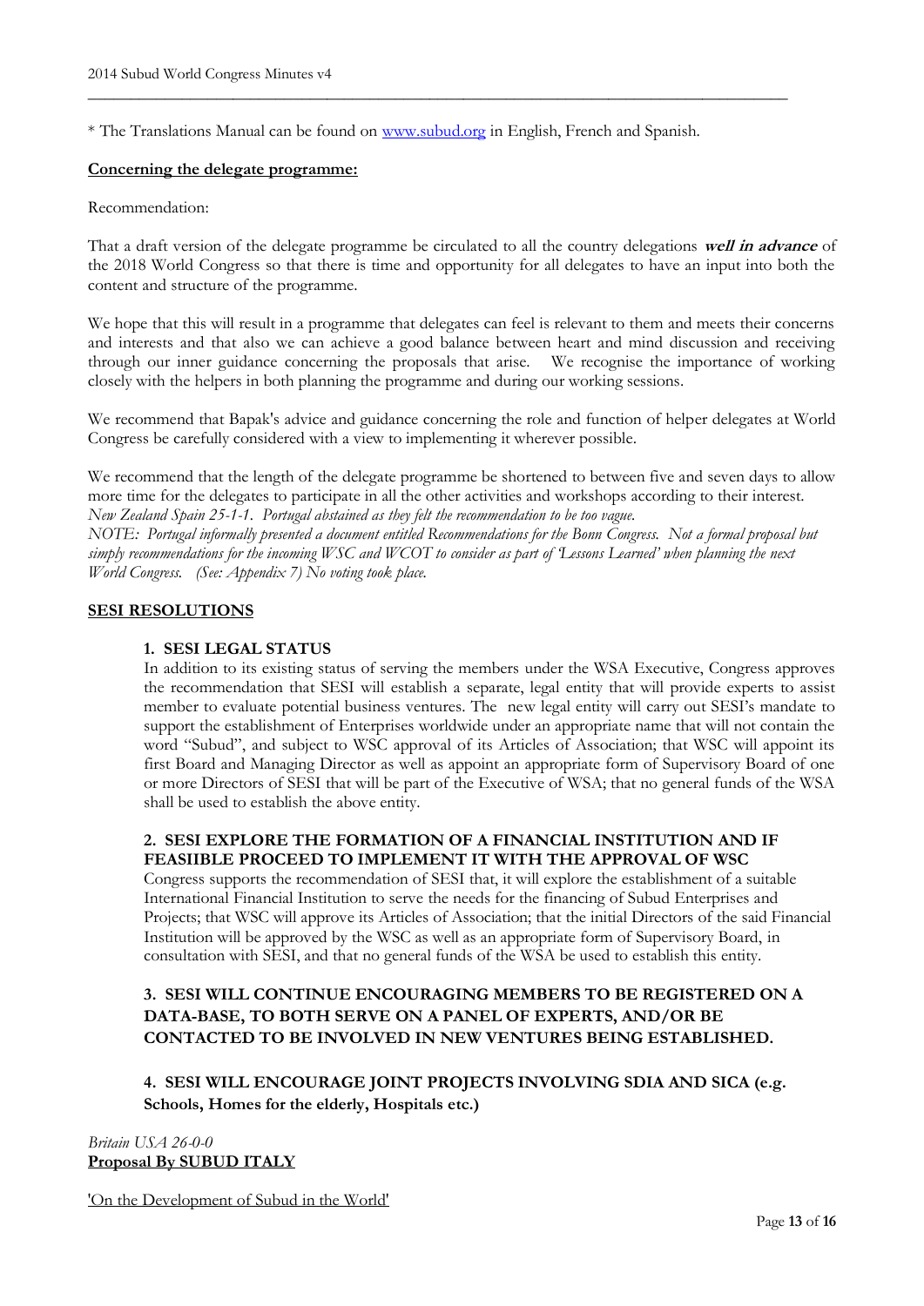* The Translations Manual can be found on [www.subud.org](http://www.subud.org) in English, French and Spanish.

**Concerning the delegate programme:**

Recommendation:

That a draft version of the delegate programme be circulated to all the country delegations ***well in advance*** of the 2018 World Congress so that there is time and opportunity for all delegates to have an input into both the content and structure of the programme.

We hope that this will result in a programme that delegates can feel is relevant to them and meets their concerns and interests and that also we can achieve a good balance between heart and mind discussion and receiving through our inner guidance concerning the proposals that arise. We recognise the importance of working closely with the helpers in both planning the programme and during our working sessions.

We recommend that Bapak's advice and guidance concerning the role and function of helper delegates at World Congress be carefully considered with a view to implementing it wherever possible.

We recommend that the length of the delegate programme be shortened to between five and seven days to allow more time for the delegates to participate in all the other activities and workshops according to their interest.
*New Zealand Spain 25-1-1. Portugal abstained as they felt the recommendation to be too vague.*
*NOTE: Portugal informally presented a document entitled Recommendations for the Bonn Congress. Not a formal proposal but simply recommendations for the incoming WSC and WCOT to consider as part of 'Lessons Learned' when planning the next World Congress. (See: Appendix 7) No voting took place.*

**SESI RESOLUTIONS**

**1. SESI LEGAL STATUS**
In addition to its existing status of serving the members under the WSA Executive, Congress approves the recommendation that SESI will establish a separate, legal entity that will provide experts to assist member to evaluate potential business ventures. The new legal entity will carry out SESI's mandate to support the establishment of Enterprises worldwide under an appropriate name that will not contain the word "Subud", and subject to WSC approval of its Articles of Association; that WSC will appoint its first Board and Managing Director as well as appoint an appropriate form of Supervisory Board of one or more Directors of SESI that will be part of the Executive of WSA; that no general funds of the WSA shall be used to establish the above entity.

**2. SESI EXPLORE THE FORMATION OF A FINANCIAL INSTITUTION AND IF FEASIIBLE PROCEED TO IMPLEMENT IT WITH THE APPROVAL OF WSC**
Congress supports the recommendation of SESI that, it will explore the establishment of a suitable International Financial Institution to serve the needs for the financing of Subud Enterprises and Projects; that WSC will approve its Articles of Association; that the initial Directors of the said Financial Institution will be approved by the WSC as well as an appropriate form of Supervisory Board, in consultation with SESI, and that no general funds of the WSA be used to establish this entity.

**3. SESI WILL CONTINUE ENCOURAGING MEMBERS TO BE REGISTERED ON A DATA-BASE, TO BOTH SERVE ON A PANEL OF EXPERTS, AND/OR BE CONTACTED TO BE INVOLVED IN NEW VENTURES BEING ESTABLISHED.**

**4. SESI WILL ENCOURAGE JOINT PROJECTS INVOLVING SDIA AND SICA (e.g. Schools, Homes for the elderly, Hospitals etc.)**

*Britain USA 26-0-0*
**Proposal By SUBUD ITALY**

'On the Development of Subud in the World'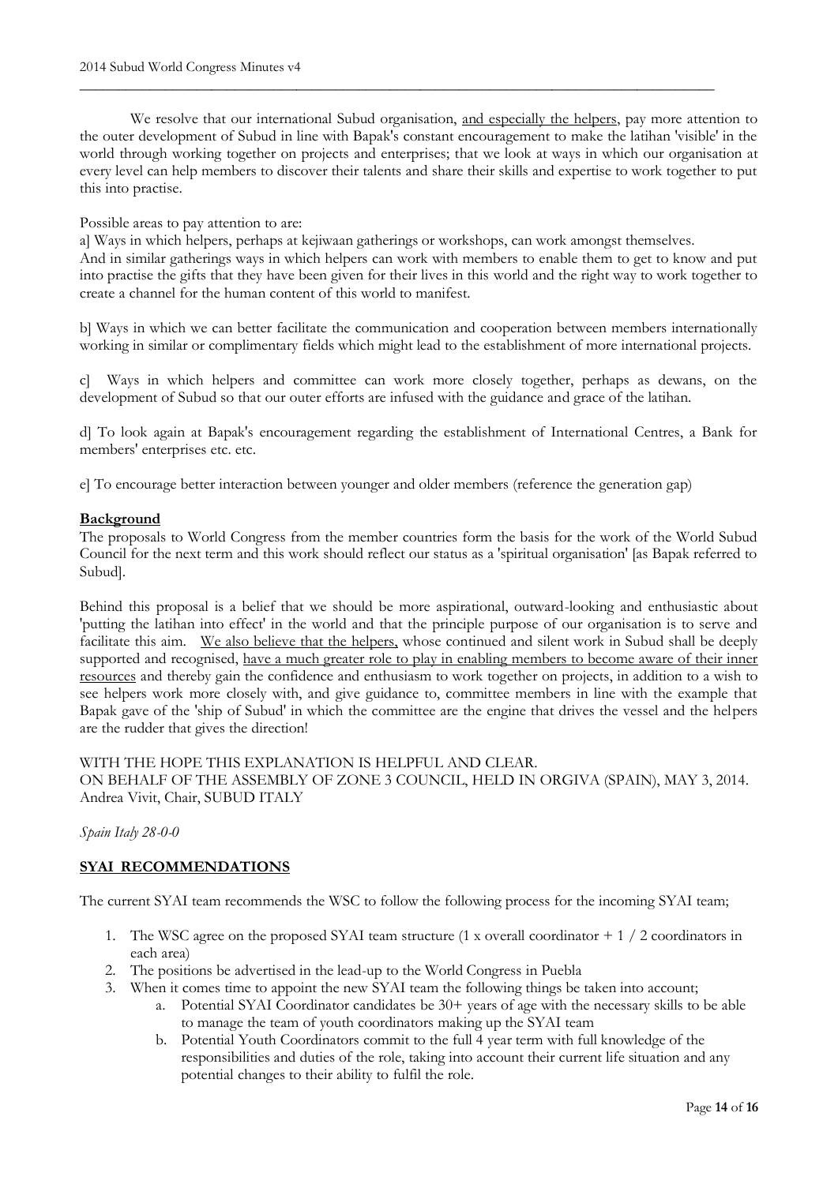We resolve that our international Subud organisation, <u>and especially the helpers</u>, pay more attention to the outer development of Subud in line with Bapak's constant encouragement to make the latihan 'visible' in the world through working together on projects and enterprises; that we look at ways in which our organisation at every level can help members to discover their talents and share their skills and expertise to work together to put this into practise.

Possible areas to pay attention to are:

a] Ways in which helpers, perhaps at kejiwaan gatherings or workshops, can work amongst themselves.
And in similar gatherings ways in which helpers can work with members to enable them to get to know and put into practise the gifts that they have been given for their lives in this world and the right way to work together to create a channel for the human content of this world to manifest.

b] Ways in which we can better facilitate the communication and cooperation between members internationally working in similar or complimentary fields which might lead to the establishment of more international projects.

c] Ways in which helpers and committee can work more closely together, perhaps as dewans, on the development of Subud so that our outer efforts are infused with the guidance and grace of the latihan.

d] To look again at Bapak's encouragement regarding the establishment of International Centres, a Bank for members' enterprises etc. etc.

e] To encourage better interaction between younger and older members (reference the generation gap)

**<u>Background</u>**

The proposals to World Congress from the member countries form the basis for the work of the World Subud Council for the next term and this work should reflect our status as a 'spiritual organisation' [as Bapak referred to Subud].

Behind this proposal is a belief that we should be more aspirational, outward-looking and enthusiastic about 'putting the latihan into effect' in the world and that the principle purpose of our organisation is to serve and facilitate this aim. <u>We also believe that the helpers,</u> whose continued and silent work in Subud shall be deeply supported and recognised, <u>have a much greater role to play in enabling members to become aware of their inner resources</u> and thereby gain the confidence and enthusiasm to work together on projects, in addition to a wish to see helpers work more closely with, and give guidance to, committee members in line with the example that Bapak gave of the 'ship of Subud' in which the committee are the engine that drives the vessel and the helpers are the rudder that gives the direction!

WITH THE HOPE THIS EXPLANATION IS HELPFUL AND CLEAR.
ON BEHALF OF THE ASSEMBLY OF ZONE 3 COUNCIL, HELD IN ORGIVA (SPAIN), MAY 3, 2014.
Andrea Vivit, Chair, SUBUD ITALY

*Spain Italy 28-0-0*

**<u>SYAI RECOMMENDATIONS</u>**

The current SYAI team recommends the WSC to follow the following process for the incoming SYAI team;

1. The WSC agree on the proposed SYAI team structure (1 x overall coordinator + 1 / 2 coordinators in each area)
2. The positions be advertised in the lead-up to the World Congress in Puebla
3. When it comes time to appoint the new SYAI team the following things be taken into account;
    a. Potential SYAI Coordinator candidates be 30+ years of age with the necessary skills to be able to manage the team of youth coordinators making up the SYAI team
    b. Potential Youth Coordinators commit to the full 4 year term with full knowledge of the responsibilities and duties of the role, taking into account their current life situation and any potential changes to their ability to fulfil the role.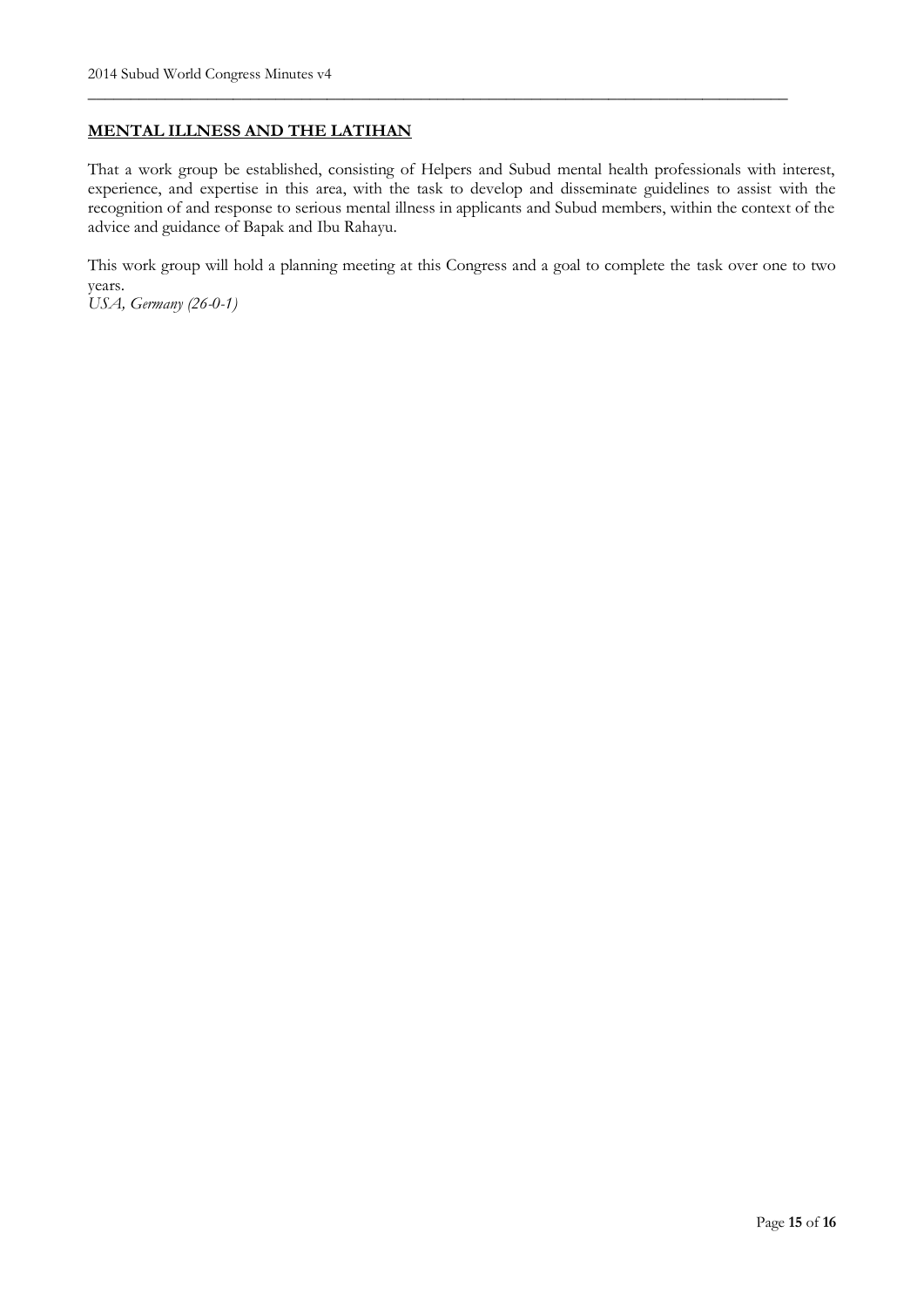## MENTAL ILLNESS AND THE LATIHAN

That a work group be established, consisting of Helpers and Subud mental health professionals with interest, experience, and expertise in this area, with the task to develop and disseminate guidelines to assist with the recognition of and response to serious mental illness in applicants and Subud members, within the context of the advice and guidance of Bapak and Ibu Rahayu.

This work group will hold a planning meeting at this Congress and a goal to complete the task over one to two years.
*USA, Germany (26-0-1)*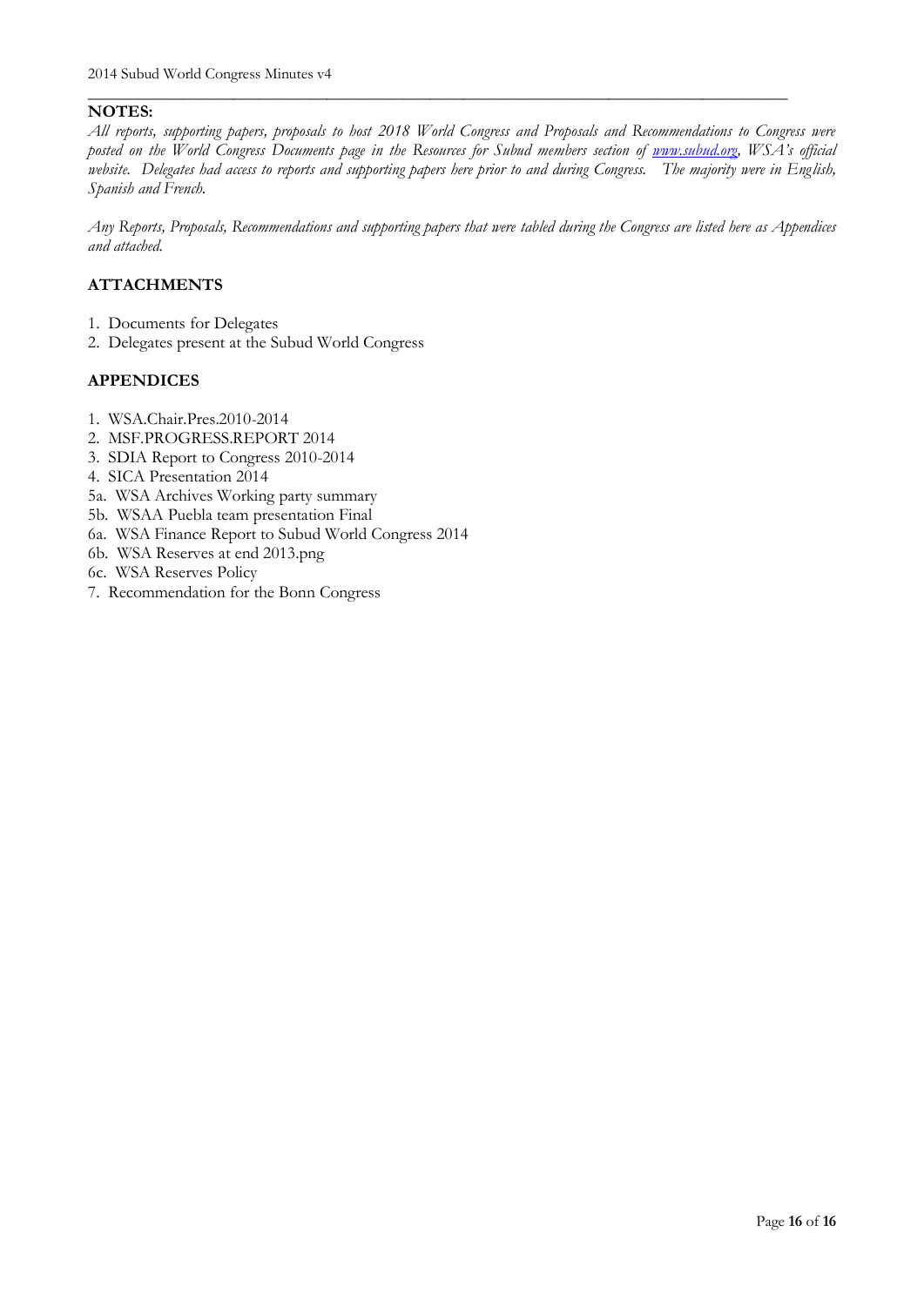## NOTES:

*All reports, supporting papers, proposals to host 2018 World Congress and Proposals and Recommendations to Congress were posted on the World Congress Documents page in the Resources for Subud members section of [www.subud.org](www.subud.org), WSA's official website. Delegates had access to reports and supporting papers here prior to and during Congress. The majority were in English, Spanish and French.*

*Any Reports, Proposals, Recommendations and supporting papers that were tabled during the Congress are listed here as Appendices and attached.*

## ATTACHMENTS

1. Documents for Delegates
2. Delegates present at the Subud World Congress

## APPENDICES

1. WSA.Chair.Pres.2010-2014
2. MSF.PROGRESS.REPORT 2014
3. SDIA Report to Congress 2010-2014
4. SICA Presentation 2014

5a. WSA Archives Working party summary
5b. WSAA Puebla team presentation Final
6a. WSA Finance Report to Subud World Congress 2014
6b. WSA Reserves at end 2013.png
6c. WSA Reserves Policy
7. Recommendation for the Bonn Congress